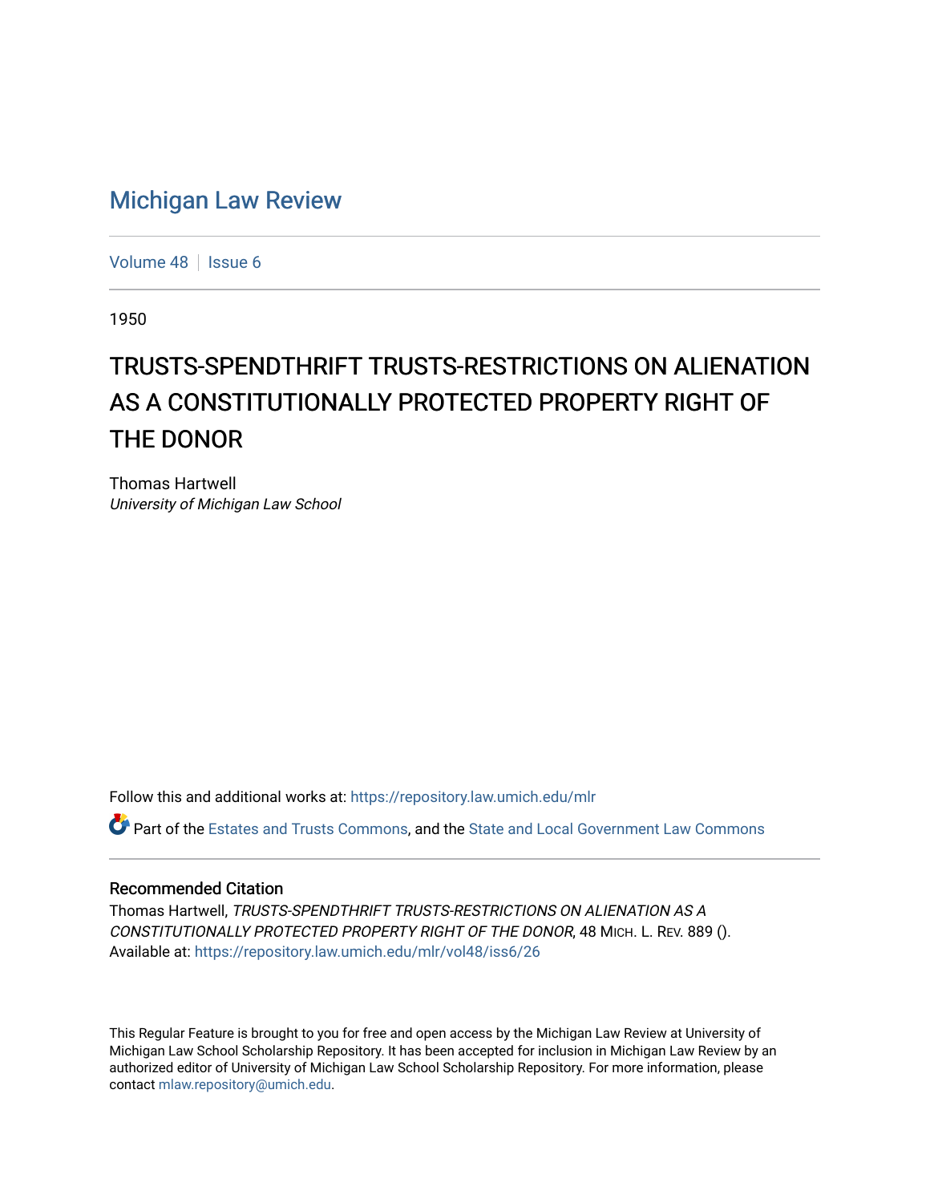# Michigan Law Review

Volume 48 | Issue 6

1950

## TRUSTS-SPENDTHRIFT TRUSTS-RESTRICTIONS ON ALIENATION AS A CONSTITUTIONALLY PROTECTED PROPERTY RIGHT OF THE DONOR

Thomas Hartwell
*University of Michigan Law School*

Follow this and additional works at: https://repository.law.umich.edu/mlr

Part of the Estates and Trusts Commons, and the State and Local Government Law Commons

### Recommended Citation

Thomas Hartwell, *TRUSTS-SPENDTHRIFT TRUSTS-RESTRICTIONS ON ALIENATION AS A CONSTITUTIONALLY PROTECTED PROPERTY RIGHT OF THE DONOR*, 48 MICH. L. REV. 889 ().
Available at: https://repository.law.umich.edu/mlr/vol48/iss6/26

This Regular Feature is brought to you for free and open access by the Michigan Law Review at University of Michigan Law School Scholarship Repository. It has been accepted for inclusion in Michigan Law Review by an authorized editor of University of Michigan Law School Scholarship Repository. For more information, please contact mlaw.repository@umich.edu.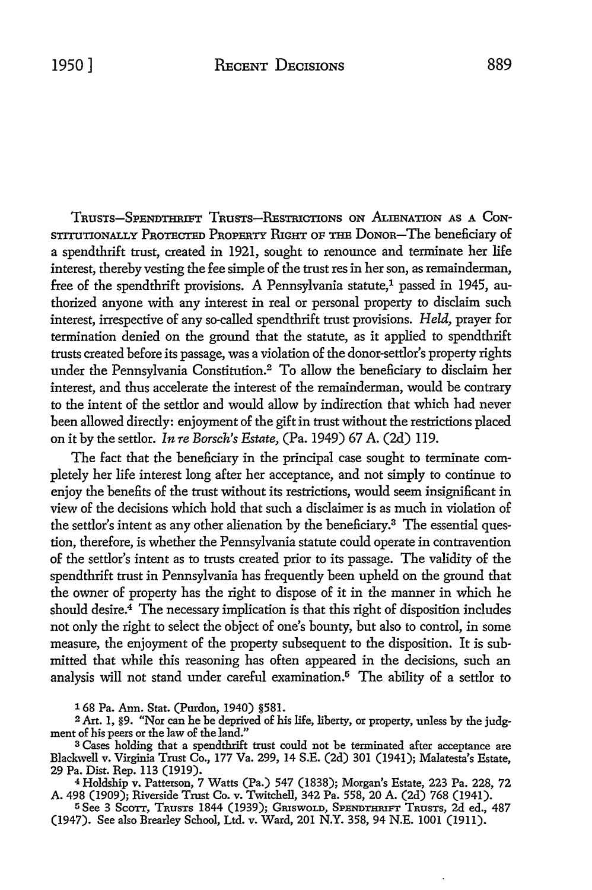TRUSTS—SPENDTHRIFT TRUSTS—RESTRICTIONS ON ALIENATION AS A CONSTITUTIONALLY PROTECTED PROPERTY RIGHT OF THE DONOR—The beneficiary of a spendthrift trust, created in 1921, sought to renounce and terminate her life interest, thereby vesting the fee simple of the trust res in her son, as remainderman, free of the spendthrift provisions. A Pennsylvania statute,[1] passed in 1945, authorized anyone with any interest in real or personal property to disclaim such interest, irrespective of any so-called spendthrift trust provisions. *Held,* prayer for termination denied on the ground that the statute, as it applied to spendthrift trusts created before its passage, was a violation of the donor-settlor's property rights under the Pennsylvania Constitution.[2] To allow the beneficiary to disclaim her interest, and thus accelerate the interest of the remainderman, would be contrary to the intent of the settlor and would allow by indirection that which had never been allowed directly: enjoyment of the gift in trust without the restrictions placed on it by the settlor. *In re Borsch's Estate,* (Pa. 1949) 67 A. (2d) 119.

The fact that the beneficiary in the principal case sought to terminate completely her life interest long after her acceptance, and not simply to continue to enjoy the benefits of the trust without its restrictions, would seem insignificant in view of the decisions which hold that such a disclaimer is as much in violation of the settlor's intent as any other alienation by the beneficiary.[3] The essential question, therefore, is whether the Pennsylvania statute could operate in contravention of the settlor's intent as to trusts created prior to its passage. The validity of the spendthrift trust in Pennsylvania has frequently been upheld on the ground that the owner of property has the right to dispose of it in the manner in which he should desire.[4] The necessary implication is that this right of disposition includes not only the right to select the object of one's bounty, but also to control, in some measure, the enjoyment of the property subsequent to the disposition. It is submitted that while this reasoning has often appeared in the decisions, such an analysis will not stand under careful examination.[5] The ability of a settlor to

[1] 68 Pa. Ann. Stat. (Purdon, 1940) §581.

[2] Art. 1, §9. "Nor can he be deprived of his life, liberty, or property, unless by the judgment of his peers or the law of the land."

[3] Cases holding that a spendthrift trust could not be terminated after acceptance are Blackwell v. Virginia Trust Co., 177 Va. 299, 14 S.E. (2d) 301 (1941); Malatesta's Estate, 29 Pa. Dist. Rep. 113 (1919).

[4] Holdship v. Patterson, 7 Watts (Pa.) 547 (1838); Morgan's Estate, 223 Pa. 228, 72 A. 498 (1909); Riverside Trust Co. v. Twitchell, 342 Pa. 558, 20 A. (2d) 768 (1941).

[5] See 3 SCOTT, TRUSTS 1844 (1939); GRISWOLD, SPENDTHRIFT TRUSTS, 2d ed., 487 (1947). See also Brearley School, Ltd. v. Ward, 201 N.Y. 358, 94 N.E. 1001 (1911).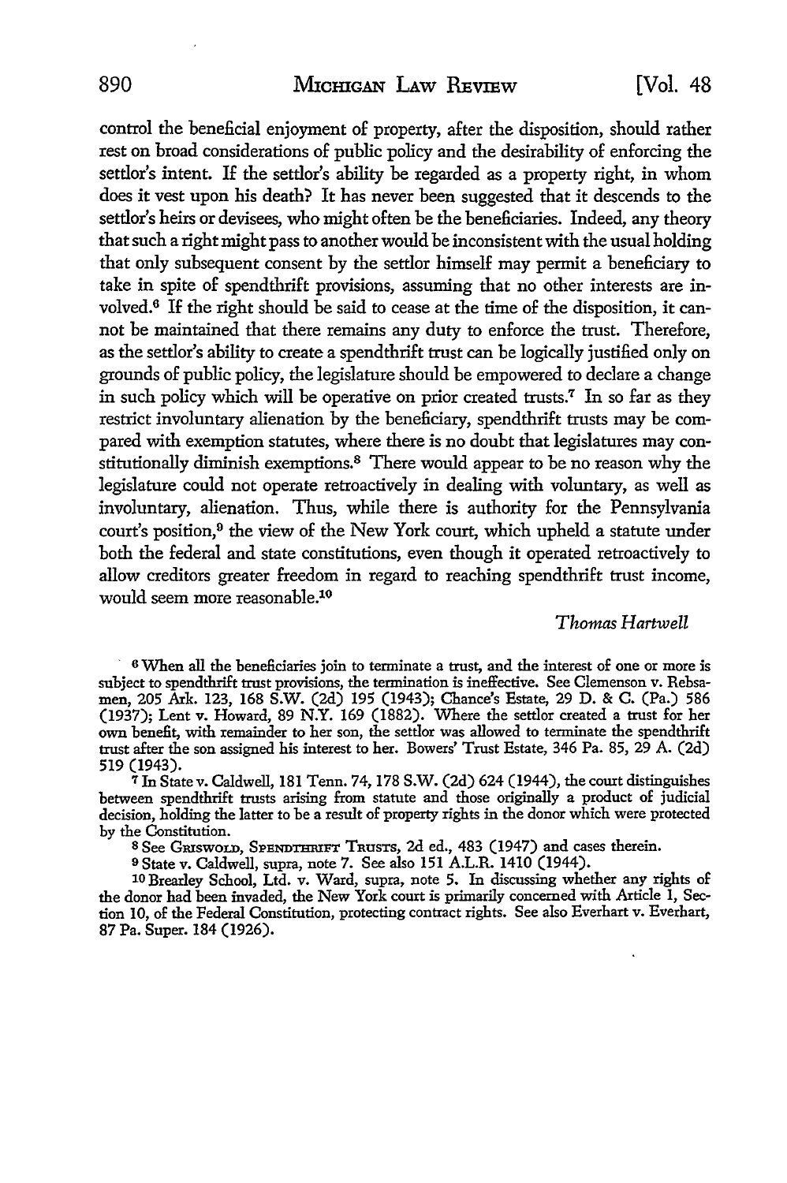control the beneficial enjoyment of property, after the disposition, should rather rest on broad considerations of public policy and the desirability of enforcing the settlor's intent. If the settlor's ability be regarded as a property right, in whom does it vest upon his death? It has never been suggested that it descends to the settlor's heirs or devisees, who might often be the beneficiaries. Indeed, any theory that such a right might pass to another would be inconsistent with the usual holding that only subsequent consent by the settlor himself may permit a beneficiary to take in spite of spendthrift provisions, assuming that no other interests are involved.[6] If the right should be said to cease at the time of the disposition, it cannot be maintained that there remains any duty to enforce the trust. Therefore, as the settlor's ability to create a spendthrift trust can be logically justified only on grounds of public policy, the legislature should be empowered to declare a change in such policy which will be operative on prior created trusts.[7] In so far as they restrict involuntary alienation by the beneficiary, spendthrift trusts may be compared with exemption statutes, where there is no doubt that legislatures may constitutionally diminish exemptions.[8] There would appear to be no reason why the legislature could not operate retroactively in dealing with voluntary, as well as involuntary, alienation. Thus, while there is authority for the Pennsylvania court's position,[9] the view of the New York court, which upheld a statute under both the federal and state constitutions, even though it operated retroactively to allow creditors greater freedom in regard to reaching spendthrift trust income, would seem more reasonable.[10]

*Thomas Hartwell*

---

[6] When all the beneficiaries join to terminate a trust, and the interest of one or more is subject to spendthrift trust provisions, the termination is ineffective. See Clemenson v. Rebsamen, 205 Ark. 123, 168 S.W. (2d) 195 (1943); Chance's Estate, 29 D. & C. (Pa.) 586 (1937); Lent v. Howard, 89 N.Y. 169 (1882). Where the settlor created a trust for her own benefit, with remainder to her son, the settlor was allowed to terminate the spendthrift trust after the son assigned his interest to her. Bowers' Trust Estate, 346 Pa. 85, 29 A. (2d) 519 (1943).

[7] In State v. Caldwell, 181 Tenn. 74, 178 S.W. (2d) 624 (1944), the court distinguishes between spendthrift trusts arising from statute and those originally a product of judicial decision, holding the latter to be a result of property rights in the donor which were protected by the Constitution.

[8] See GRISWOLD, SPENDTHRIFT TRUSTS, 2d ed., 483 (1947) and cases therein.

[9] State v. Caldwell, supra, note 7. See also 151 A.L.R. 1410 (1944).

[10] Brearley School, Ltd. v. Ward, supra, note 5. In discussing whether any rights of the donor had been invaded, the New York court is primarily concerned with Article 1, Section 10, of the Federal Constitution, protecting contract rights. See also Everhart v. Everhart, 87 Pa. Super. 184 (1926).